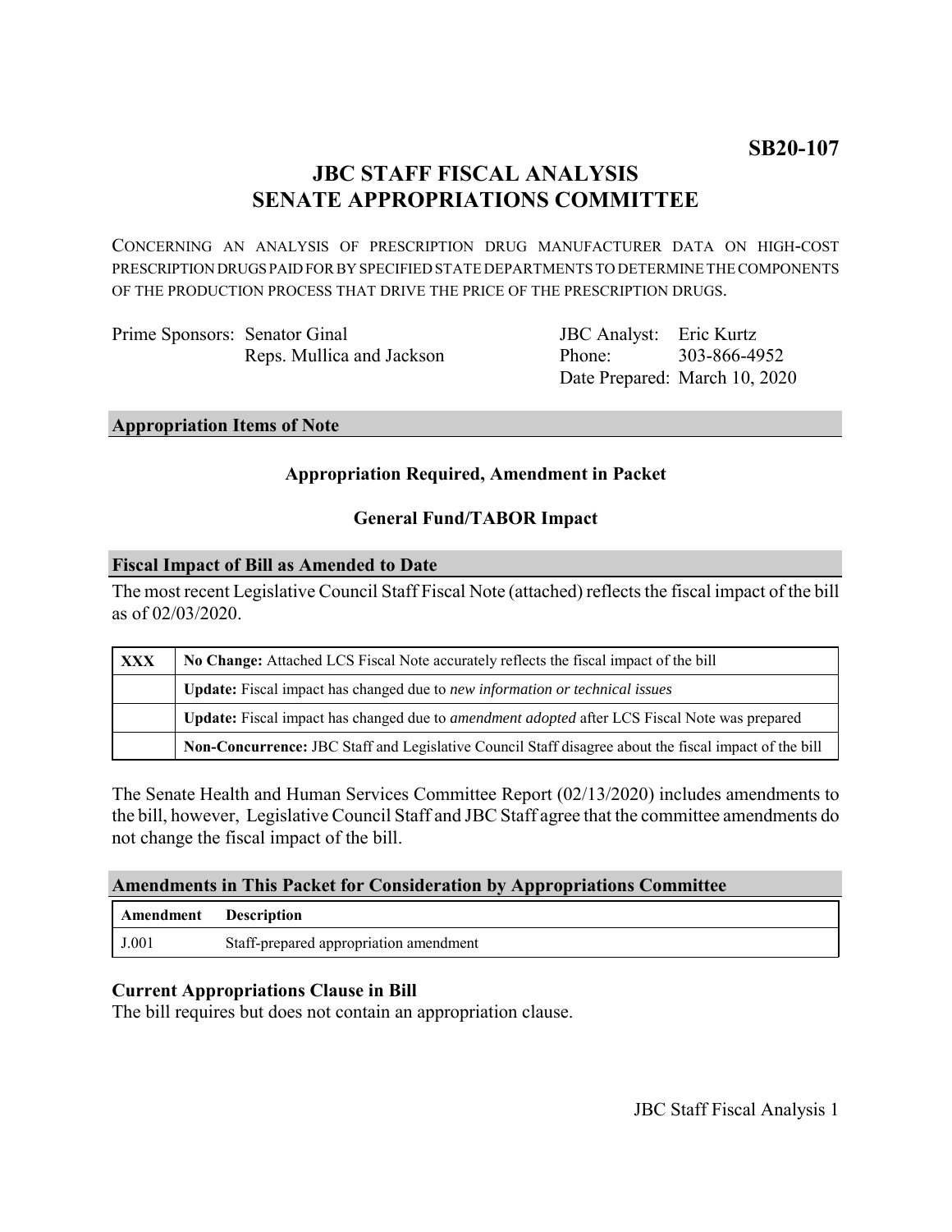**SB20-107**

# JBC STAFF FISCAL ANALYSIS
# SENATE APPROPRIATIONS COMMITTEE

CONCERNING AN ANALYSIS OF PRESCRIPTION DRUG MANUFACTURER DATA ON HIGH-COST PRESCRIPTION DRUGS PAID FOR BY SPECIFIED STATE DEPARTMENTS TO DETERMINE THE COMPONENTS OF THE PRODUCTION PROCESS THAT DRIVE THE PRICE OF THE PRESCRIPTION DRUGS.

Prime Sponsors: Senator Ginal
Reps. Mullica and Jackson

JBC Analyst: Eric Kurtz
Phone: 303-866-4952
Date Prepared: March 10, 2020

## Appropriation Items of Note

**Appropriation Required, Amendment in Packet**

**General Fund/TABOR Impact**

## Fiscal Impact of Bill as Amended to Date

The most recent Legislative Council Staff Fiscal Note (attached) reflects the fiscal impact of the bill as of 02/03/2020.

| | |
|---|---|
| XXX | **No Change:** Attached LCS Fiscal Note accurately reflects the fiscal impact of the bill |
| | **Update:** Fiscal impact has changed due to *new information or technical issues* |
| | **Update:** Fiscal impact has changed due to *amendment adopted* after LCS Fiscal Note was prepared |
| | **Non-Concurrence:** JBC Staff and Legislative Council Staff disagree about the fiscal impact of the bill |

The Senate Health and Human Services Committee Report (02/13/2020) includes amendments to the bill, however, Legislative Council Staff and JBC Staff agree that the committee amendments do not change the fiscal impact of the bill.

## Amendments in This Packet for Consideration by Appropriations Committee

| Amendment | Description |
|---|---|
| J.001 | Staff-prepared appropriation amendment |

### Current Appropriations Clause in Bill

The bill requires but does not contain an appropriation clause.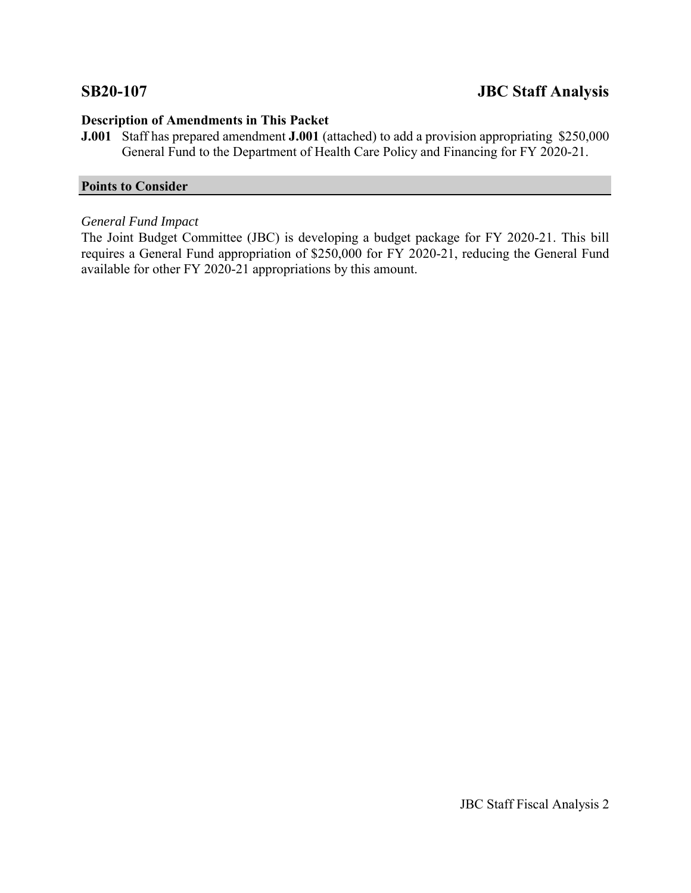**SB20-107** **JBC Staff Analysis**

**Description of Amendments in This Packet**

**J.001** Staff has prepared amendment **J.001** (attached) to add a provision appropriating $250,000 General Fund to the Department of Health Care Policy and Financing for FY 2020-21.

## Points to Consider

*General Fund Impact*

The Joint Budget Committee (JBC) is developing a budget package for FY 2020-21. This bill requires a General Fund appropriation of $250,000 for FY 2020-21, reducing the General Fund available for other FY 2020-21 appropriations by this amount.